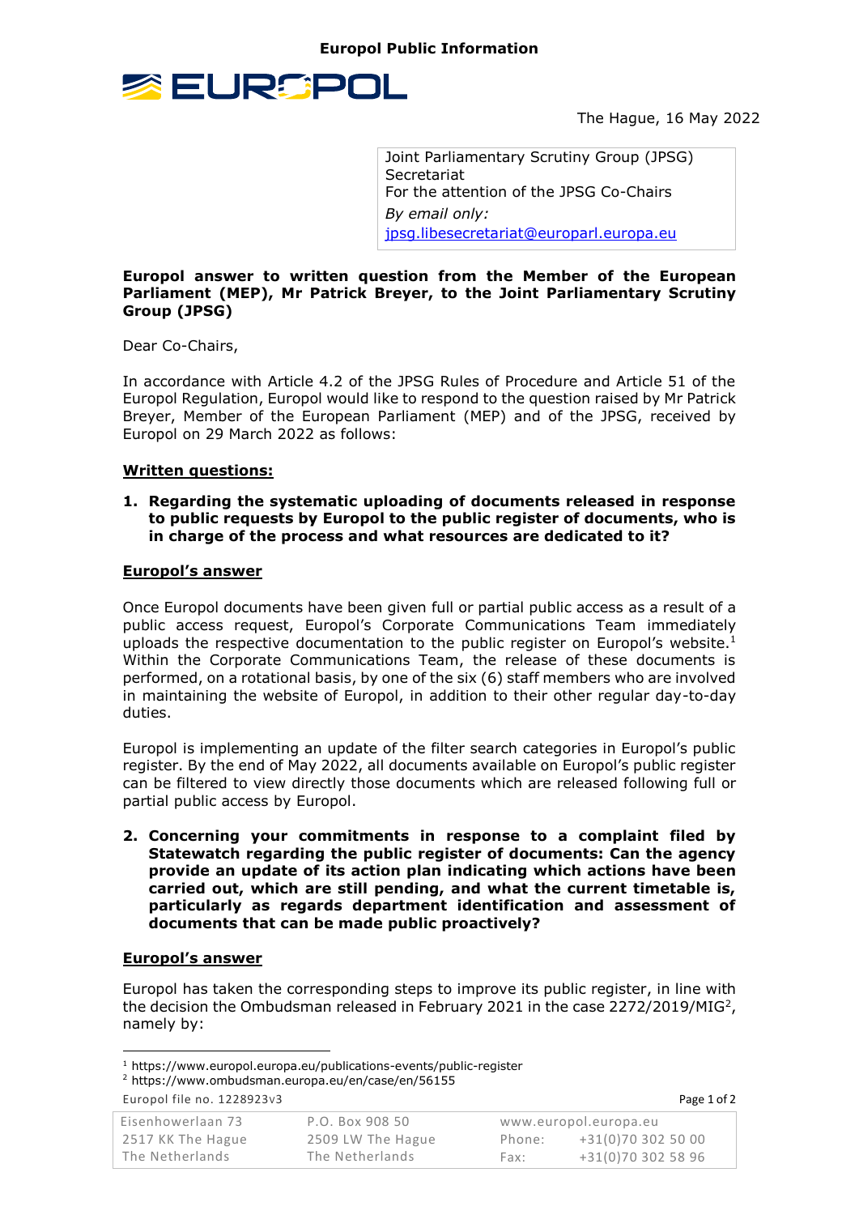Europol Public Information

EUROPOL

The Hague, 16 May 2022

Joint Parliamentary Scrutiny Group (JPSG) Secretariat
For the attention of the JPSG Co-Chairs
*By email only:*
jpsg.libesecretariat@europarl.europa.eu

**Europol answer to written question from the Member of the European Parliament (MEP), Mr Patrick Breyer, to the Joint Parliamentary Scrutiny Group (JPSG)**

Dear Co-Chairs,

In accordance with Article 4.2 of the JPSG Rules of Procedure and Article 51 of the Europol Regulation, Europol would like to respond to the question raised by Mr Patrick Breyer, Member of the European Parliament (MEP) and of the JPSG, received by Europol on 29 March 2022 as follows:

**Written questions:**

1. **Regarding the systematic uploading of documents released in response to public requests by Europol to the public register of documents, who is in charge of the process and what resources are dedicated to it?**

**Europol's answer**

Once Europol documents have been given full or partial public access as a result of a public access request, Europol's Corporate Communications Team immediately uploads the respective documentation to the public register on Europol's website.[1] Within the Corporate Communications Team, the release of these documents is performed, on a rotational basis, by one of the six (6) staff members who are involved in maintaining the website of Europol, in addition to their other regular day-to-day duties.

Europol is implementing an update of the filter search categories in Europol's public register. By the end of May 2022, all documents available on Europol's public register can be filtered to view directly those documents which are released following full or partial public access by Europol.

2. **Concerning your commitments in response to a complaint filed by Statewatch regarding the public register of documents: Can the agency provide an update of its action plan indicating which actions have been carried out, which are still pending, and what the current timetable is, particularly as regards department identification and assessment of documents that can be made public proactively?**

**Europol's answer**

Europol has taken the corresponding steps to improve its public register, in line with the decision the Ombudsman released in February 2021 in the case 2272/2019/MIG[2], namely by:

[1] https://www.europol.europa.eu/publications-events/public-register
[2] https://www.ombudsman.europa.eu/en/case/en/56155

Europol file no. 1228923v3

| Eisenhowerlaan 73 | P.O. Box 908 50 | www.europol.europa.eu |
| --- | --- | --- |
| 2517 KK The Hague | 2509 LW The Hague | Phone: +31(0)70 302 50 00 |
| The Netherlands | The Netherlands | Fax: +31(0)70 302 58 96 |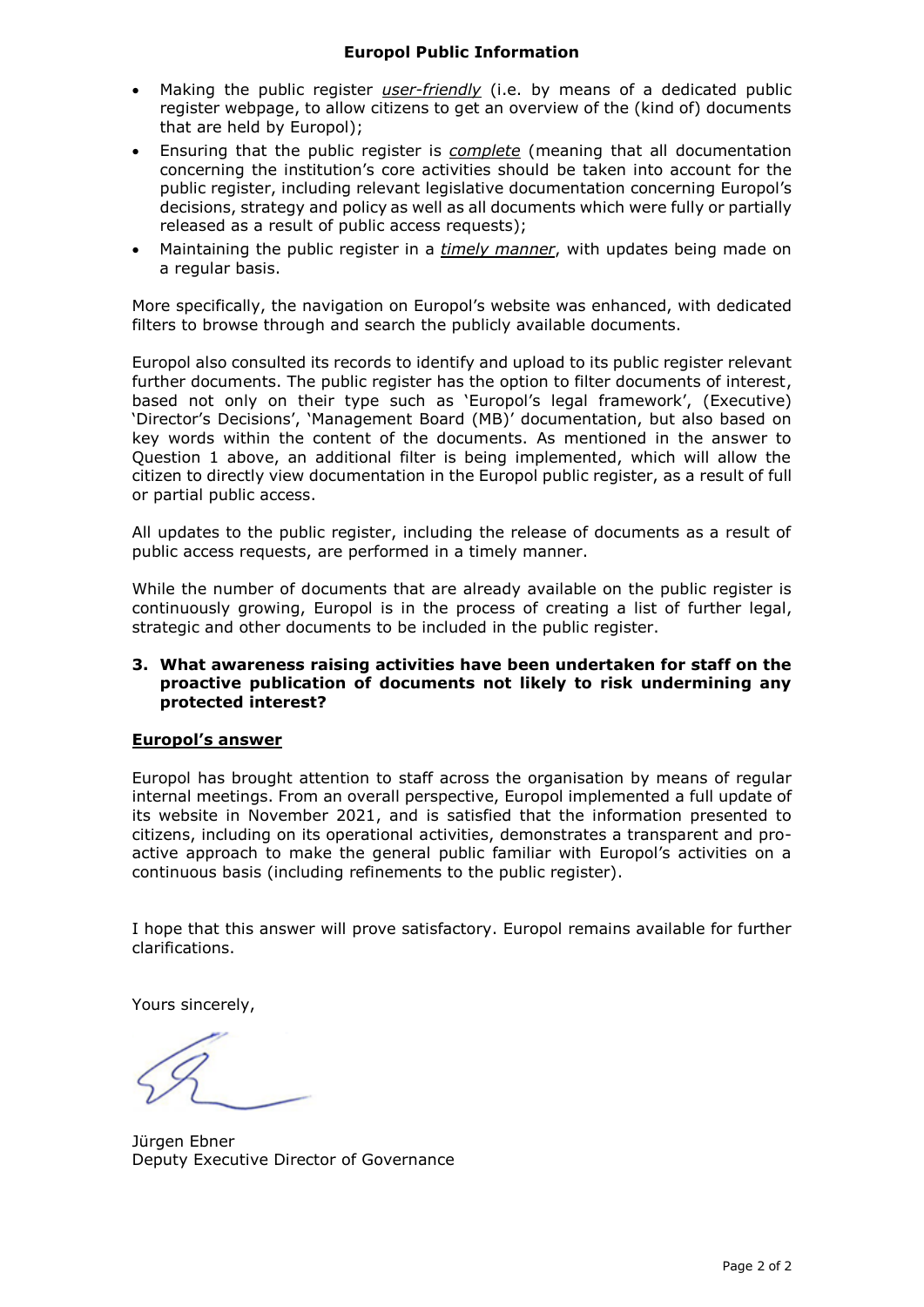- Making the public register *user-friendly* (i.e. by means of a dedicated public register webpage, to allow citizens to get an overview of the (kind of) documents that are held by Europol);
- Ensuring that the public register is *complete* (meaning that all documentation concerning the institution's core activities should be taken into account for the public register, including relevant legislative documentation concerning Europol's decisions, strategy and policy as well as all documents which were fully or partially released as a result of public access requests);
- Maintaining the public register in a *timely manner*, with updates being made on a regular basis.

More specifically, the navigation on Europol's website was enhanced, with dedicated filters to browse through and search the publicly available documents.

Europol also consulted its records to identify and upload to its public register relevant further documents. The public register has the option to filter documents of interest, based not only on their type such as 'Europol's legal framework', (Executive) 'Director's Decisions', 'Management Board (MB)' documentation, but also based on key words within the content of the documents. As mentioned in the answer to Question 1 above, an additional filter is being implemented, which will allow the citizen to directly view documentation in the Europol public register, as a result of full or partial public access.

All updates to the public register, including the release of documents as a result of public access requests, are performed in a timely manner.

While the number of documents that are already available on the public register is continuously growing, Europol is in the process of creating a list of further legal, strategic and other documents to be included in the public register.

**3. What awareness raising activities have been undertaken for staff on the proactive publication of documents not likely to risk undermining any protected interest?**

**Europol's answer**

Europol has brought attention to staff across the organisation by means of regular internal meetings. From an overall perspective, Europol implemented a full update of its website in November 2021, and is satisfied that the information presented to citizens, including on its operational activities, demonstrates a transparent and pro-active approach to make the general public familiar with Europol's activities on a continuous basis (including refinements to the public register).

I hope that this answer will prove satisfactory. Europol remains available for further clarifications.

Yours sincerely,

Jürgen Ebner
Deputy Executive Director of Governance